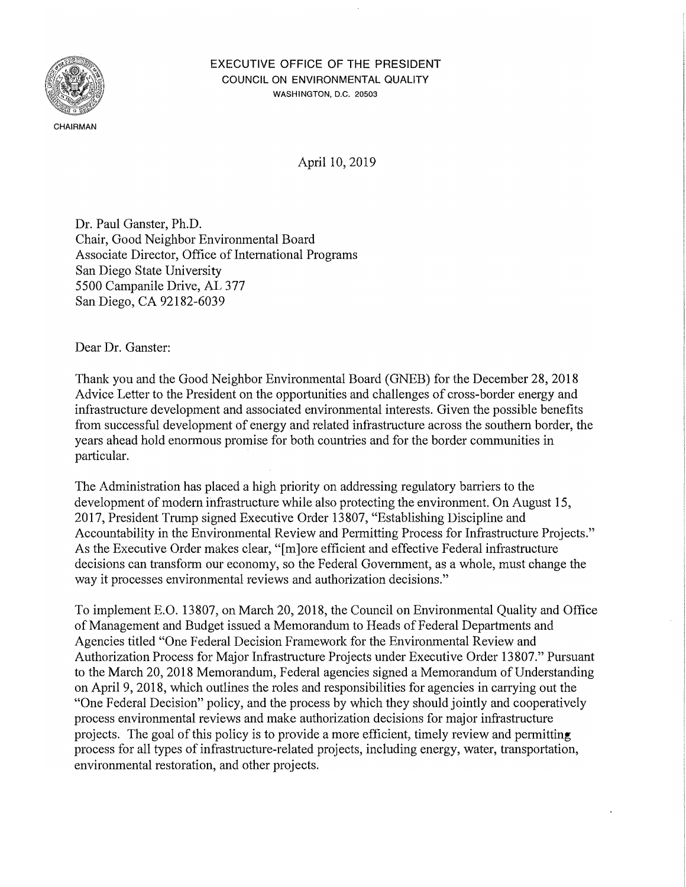CHAIRMAN

EXECUTIVE OFFICE OF THE PRESIDENT
COUNCIL ON ENVIRONMENTAL QUALITY
WASHINGTON, D.C. 20503

April 10, 2019

Dr. Paul Ganster, Ph.D.
Chair, Good Neighbor Environmental Board
Associate Director, Office of International Programs
San Diego State University
5500 Campanile Drive, AL 377
San Diego, CA 92182-6039

Dear Dr. Ganster:

Thank you and the Good Neighbor Environmental Board (GNEB) for the December 28, 2018 Advice Letter to the President on the opportunities and challenges of cross-border energy and infrastructure development and associated environmental interests. Given the possible benefits from successful development of energy and related infrastructure across the southern border, the years ahead hold enormous promise for both countries and for the border communities in particular.

The Administration has placed a high priority on addressing regulatory barriers to the development of modern infrastructure while also protecting the environment. On August 15, 2017, President Trump signed Executive Order 13807, "Establishing Discipline and Accountability in the Environmental Review and Permitting Process for Infrastructure Projects." As the Executive Order makes clear, "[m]ore efficient and effective Federal infrastructure decisions can transform our economy, so the Federal Government, as a whole, must change the way it processes environmental reviews and authorization decisions."

To implement E.O. 13807, on March 20, 2018, the Council on Environmental Quality and Office of Management and Budget issued a Memorandum to Heads of Federal Departments and Agencies titled "One Federal Decision Framework for the Environmental Review and Authorization Process for Major Infrastructure Projects under Executive Order 13807." Pursuant to the March 20, 2018 Memorandum, Federal agencies signed a Memorandum of Understanding on April 9, 2018, which outlines the roles and responsibilities for agencies in carrying out the "One Federal Decision" policy, and the process by which they should jointly and cooperatively process environmental reviews and make authorization decisions for major infrastructure projects. The goal of this policy is to provide a more efficient, timely review and permitting process for all types of infrastructure-related projects, including energy, water, transportation, environmental restoration, and other projects.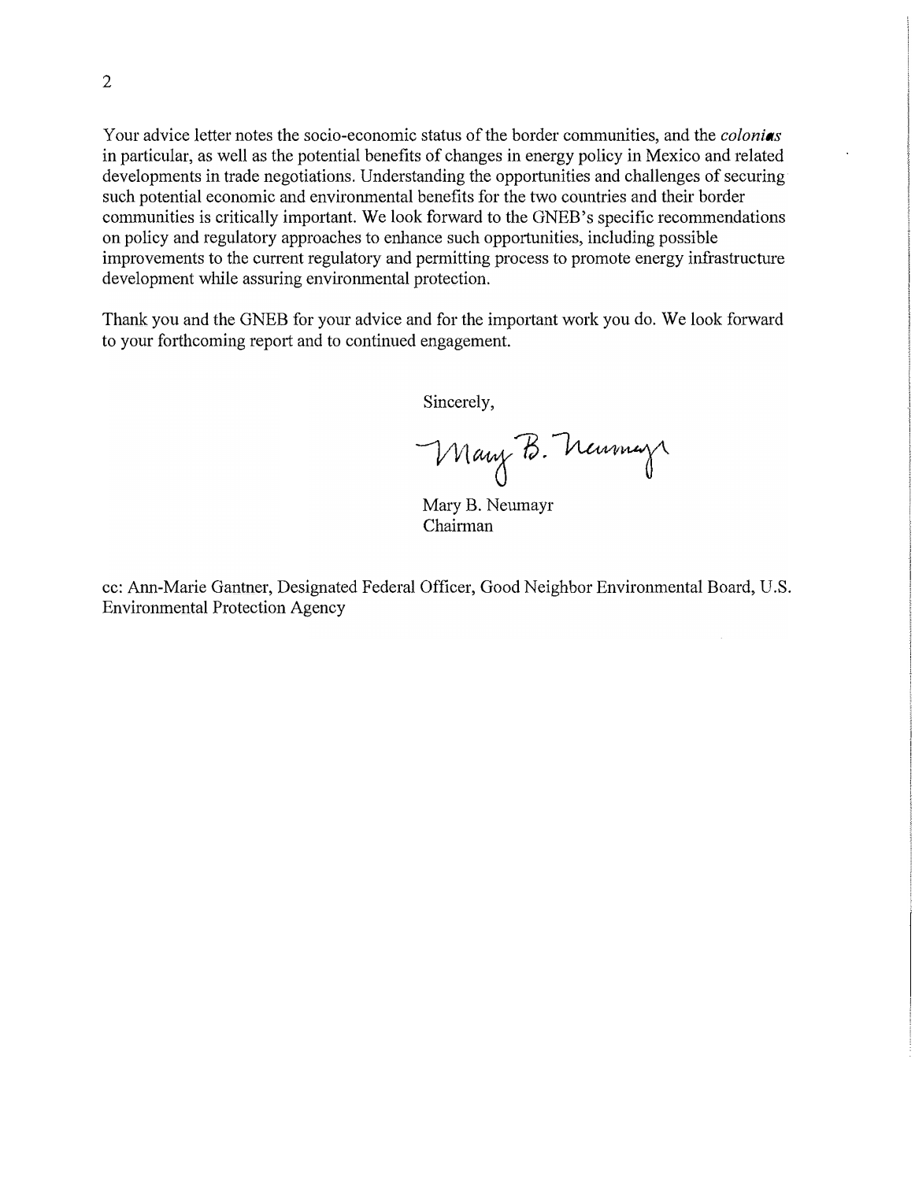Your advice letter notes the socio-economic status of the border communities, and the *colonias* in particular, as well as the potential benefits of changes in energy policy in Mexico and related developments in trade negotiations. Understanding the opportunities and challenges of securing such potential economic and environmental benefits for the two countries and their border communities is critically important. We look forward to the GNEB's specific recommendations on policy and regulatory approaches to enhance such opportunities, including possible improvements to the current regulatory and permitting process to promote energy infrastructure development while assuring environmental protection.

Thank you and the GNEB for your advice and for the important work you do. We look forward to your forthcoming report and to continued engagement.

Sincerely,

Mary B. Neumayr

Mary B. Neumayr
Chairman

cc: Ann-Marie Gantner, Designated Federal Officer, Good Neighbor Environmental Board, U.S. Environmental Protection Agency